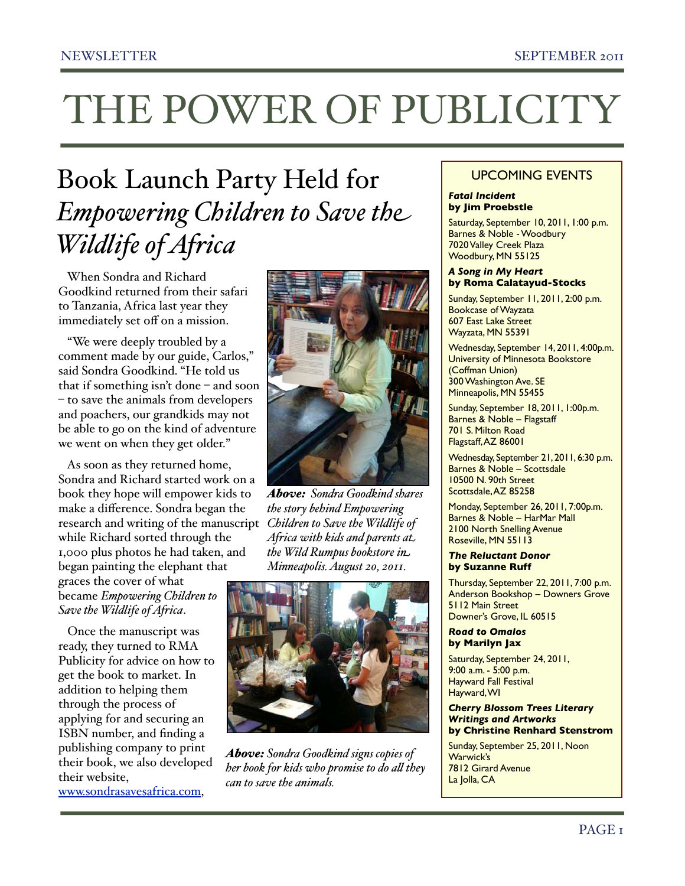# THE POWER OF PUBLICITY

## Book Launch Party Held for *Empowering Children to Save the Wildlife of Africa*

When Sondra and Richard Goodkind returned from their safari to Tanzania, Africa last year they immediately set off on a mission.

"We were deeply troubled by a comment made by our guide, Carlos," said Sondra Goodkind. "He told us that if something isn't done – and soon – to save the animals from developers and poachers, our grandkids may not be able to go on the kind of adventure we went on when they get older."

As soon as they returned home, Sondra and Richard started work on a book they hope will empower kids to make a difference. Sondra began the research and writing of the manuscript while Richard sorted through the 1,000 plus photos he had taken, and began painting the elephant that graces the cover of what became *Empowering Children to Save the Wildlife of Africa*.

Once the manuscript was ready, they turned to RMA Publicity for advice on how to get the book to market. In addition to helping them through the process of applying for and securing an ISBN number, and finding a publishing company to print their book, we also developed their website, www.sondrasavesafrica.com,

***Above:*** *Sondra Goodkind shares the story behind Empowering Children to Save the Wildlife of Africa with kids and parents at the Wild Rumpus bookstore in Minneapolis. August 20, 2011.*

***Above:*** *Sondra Goodkind signs copies of her book for kids who promise to do all they can to save the animals.*

### UPCOMING EVENTS

***Fatal Incident***
**by Jim Proebstle**

Saturday, September 10, 2011, 1:00 p.m.
Barnes & Noble - Woodbury
7020 Valley Creek Plaza
Woodbury, MN 55125

***A Song in My Heart***
**by Roma Calatayud-Stocks**

Sunday, September 11, 2011, 2:00 p.m.
Bookcase of Wayzata
607 East Lake Street
Wayzata, MN 55391

Wednesday, September 14, 2011, 4:00p.m.
University of Minnesota Bookstore
(Coffman Union)
300 Washington Ave. SE
Minneapolis, MN 55455

Sunday, September 18, 2011, 1:00p.m.
Barnes & Noble – Flagstaff
701 S. Milton Road
Flagstaff, AZ 86001

Wednesday, September 21, 2011, 6:30 p.m.
Barnes & Noble – Scottsdale
10500 N. 90th Street
Scottsdale, AZ 85258

Monday, September 26, 2011, 7:00p.m.
Barnes & Noble – HarMar Mall
2100 North Snelling Avenue
Roseville, MN 55113

***The Reluctant Donor***
**by Suzanne Ruff**

Thursday, September 22, 2011, 7:00 p.m.
Anderson Bookshop – Downers Grove
5112 Main Street
Downer's Grove, IL 60515

***Road to Omalos***
**by Marilyn Jax**

Saturday, September 24, 2011,
9:00 a.m. - 5:00 p.m.
Hayward Fall Festival
Hayward, WI

***Cherry Blossom Trees Literary Writings and Artworks***
**by Christine Renhard Stenstrom**

Sunday, September 25, 2011, Noon
Warwick's
7812 Girard Avenue
La Jolla, CA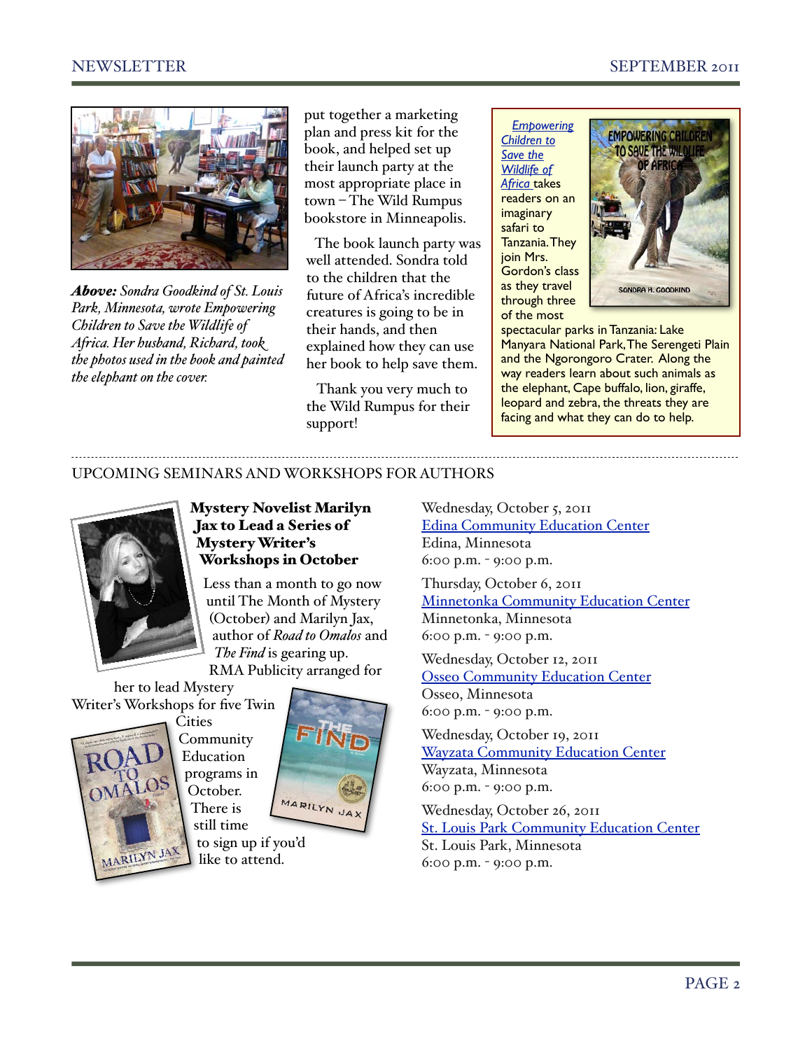*Above:* *Sondra Goodkind of St. Louis Park, Minnesota, wrote Empowering Children to Save the Wildlife of Africa. Her husband, Richard, took the photos used in the book and painted the elephant on the cover.*

put together a marketing plan and press kit for the book, and helped set up their launch party at the most appropriate place in town – The Wild Rumpus bookstore in Minneapolis.

The book launch party was well attended. Sondra told to the children that the future of Africa's incredible creatures is going to be in their hands, and then explained how they can use her book to help save them.

Thank you very much to the Wild Rumpus for their support!

*Empowering Children to Save the Wildlife of Africa* takes readers on an imaginary safari to Tanzania. They join Mrs. Gordon's class as they travel through three of the most spectacular parks in Tanzania: Lake Manyara National Park, The Serengeti Plain and the Ngorongoro Crater. Along the way readers learn about such animals as the elephant, Cape buffalo, lion, giraffe, leopard and zebra, the threats they are facing and what they can do to help.

---

## UPCOMING SEMINARS AND WORKSHOPS FOR AUTHORS

### Mystery Novelist Marilyn Jax to Lead a Series of Mystery Writer's Workshops in October

Less than a month to go now until The Month of Mystery (October) and Marilyn Jax, author of *Road to Omalos* and *The Find* is gearing up. RMA Publicity arranged for her to lead Mystery Writer's Workshops for five Twin Cities Community Education programs in October. There is still time to sign up if you'd like to attend.

Wednesday, October 5, 2011
Edina Community Education Center
Edina, Minnesota
6:00 p.m. - 9:00 p.m.

Thursday, October 6, 2011
Minnetonka Community Education Center
Minnetonka, Minnesota
6:00 p.m. - 9:00 p.m.

Wednesday, October 12, 2011
Osseo Community Education Center
Osseo, Minnesota
6:00 p.m. - 9:00 p.m.

Wednesday, October 19, 2011
Wayzata Community Education Center
Wayzata, Minnesota
6:00 p.m. - 9:00 p.m.

Wednesday, October 26, 2011
St. Louis Park Community Education Center
St. Louis Park, Minnesota
6:00 p.m. - 9:00 p.m.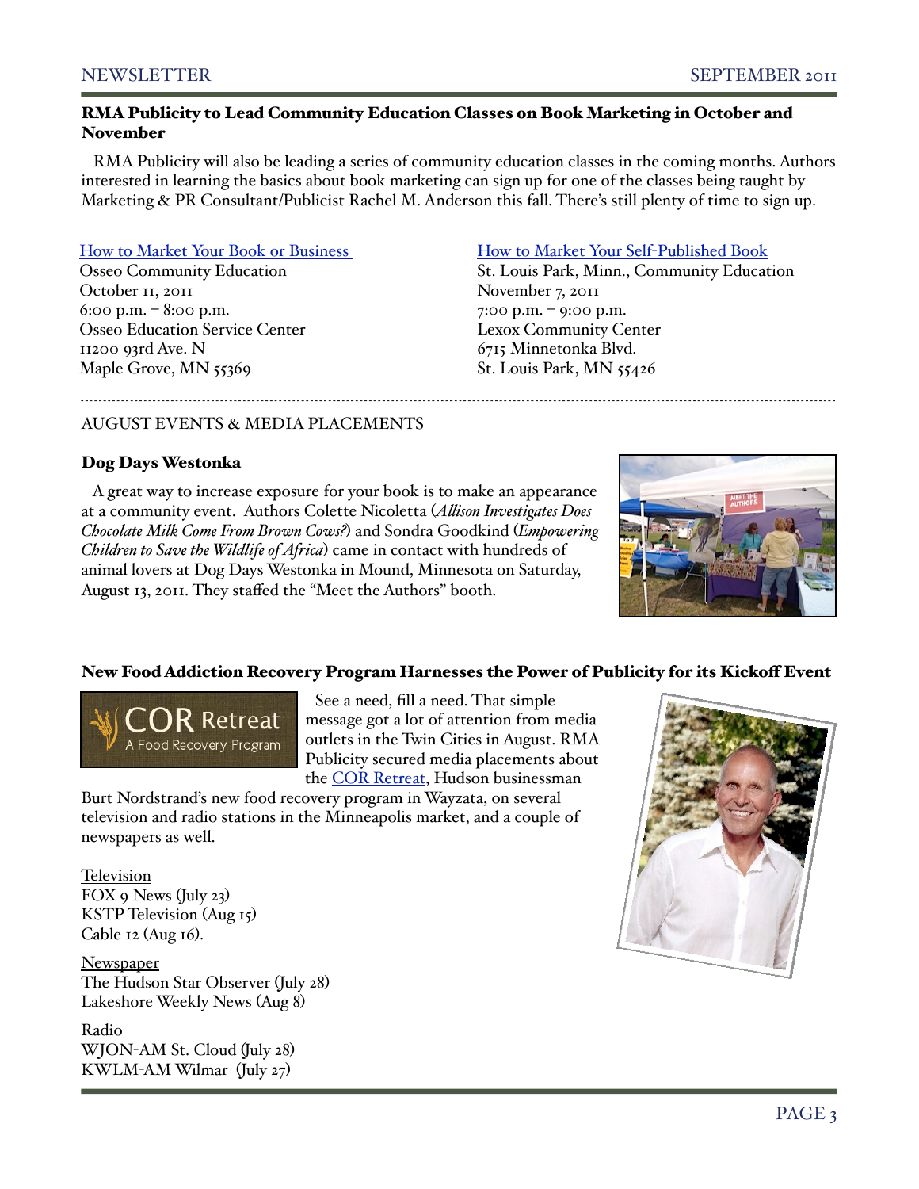## RMA Publicity to Lead Community Education Classes on Book Marketing in October and November

RMA Publicity will also be leading a series of community education classes in the coming months. Authors interested in learning the basics about book marketing can sign up for one of the classes being taught by Marketing & PR Consultant/Publicist Rachel M. Anderson this fall. There's still plenty of time to sign up.

How to Market Your Book or Business
Osseo Community Education
October 11, 2011
6:00 p.m. – 8:00 p.m.
Osseo Education Service Center
11200 93rd Ave. N
Maple Grove, MN 55369

How to Market Your Self-Published Book
St. Louis Park, Minn., Community Education
November 7, 2011
7:00 p.m. – 9:00 p.m.
Lexox Community Center
6715 Minnetonka Blvd.
St. Louis Park, MN 55426

---

AUGUST EVENTS & MEDIA PLACEMENTS

### Dog Days Westonka

A great way to increase exposure for your book is to make an appearance at a community event. Authors Colette Nicoletta (*Allison Investigates Does Chocolate Milk Come From Brown Cows?*) and Sondra Goodkind (*Empowering Children to Save the Wildlife of Africa*) came in contact with hundreds of animal lovers at Dog Days Westonka in Mound, Minnesota on Saturday, August 13, 2011. They staffed the "Meet the Authors" booth.

### New Food Addiction Recovery Program Harnesses the Power of Publicity for its Kickoff Event

See a need, fill a need. That simple message got a lot of attention from media outlets in the Twin Cities in August. RMA Publicity secured media placements about the COR Retreat, Hudson businessman Burt Nordstrand's new food recovery program in Wayzata, on several television and radio stations in the Minneapolis market, and a couple of newspapers as well.

Television
FOX 9 News (July 23)
KSTP Television (Aug 15)
Cable 12 (Aug 16).

Newspaper
The Hudson Star Observer (July 28)
Lakeshore Weekly News (Aug 8)

Radio
WJON-AM St. Cloud (July 28)
KWLM-AM Wilmar (July 27)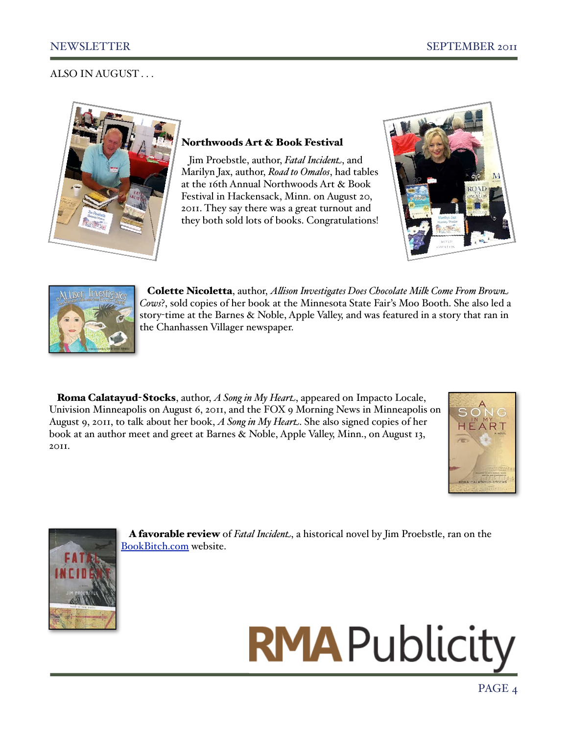ALSO IN AUGUST . . .

### Northwoods Art & Book Festival

Jim Proebstle, author, *Fatal Incident*, and Marilyn Jax, author, *Road to Omalos*, had tables at the 16th Annual Northwoods Art & Book Festival in Hackensack, Minn. on August 20, 2011. They say there was a great turnout and they both sold lots of books. Congratulations!

**Colette Nicoletta**, author, *Allison Investigates Does Chocolate Milk Come From Brown Cows?*, sold copies of her book at the Minnesota State Fair's Moo Booth. She also led a story-time at the Barnes & Noble, Apple Valley, and was featured in a story that ran in the Chanhassen Villager newspaper.

**Roma Calatayud-Stocks**, author, *A Song in My Heart*, appeared on Impacto Locale, Univision Minneapolis on August 6, 2011, and the FOX 9 Morning News in Minneapolis on August 9, 2011, to talk about her book, *A Song in My Heart*. She also signed copies of her book at an author meet and greet at Barnes & Noble, Apple Valley, Minn., on August 13, 2011.

**A favorable review** of *Fatal Incident*, a historical novel by Jim Proebstle, ran on the [BookBitch.com](BookBitch.com) website.

RMA Publicity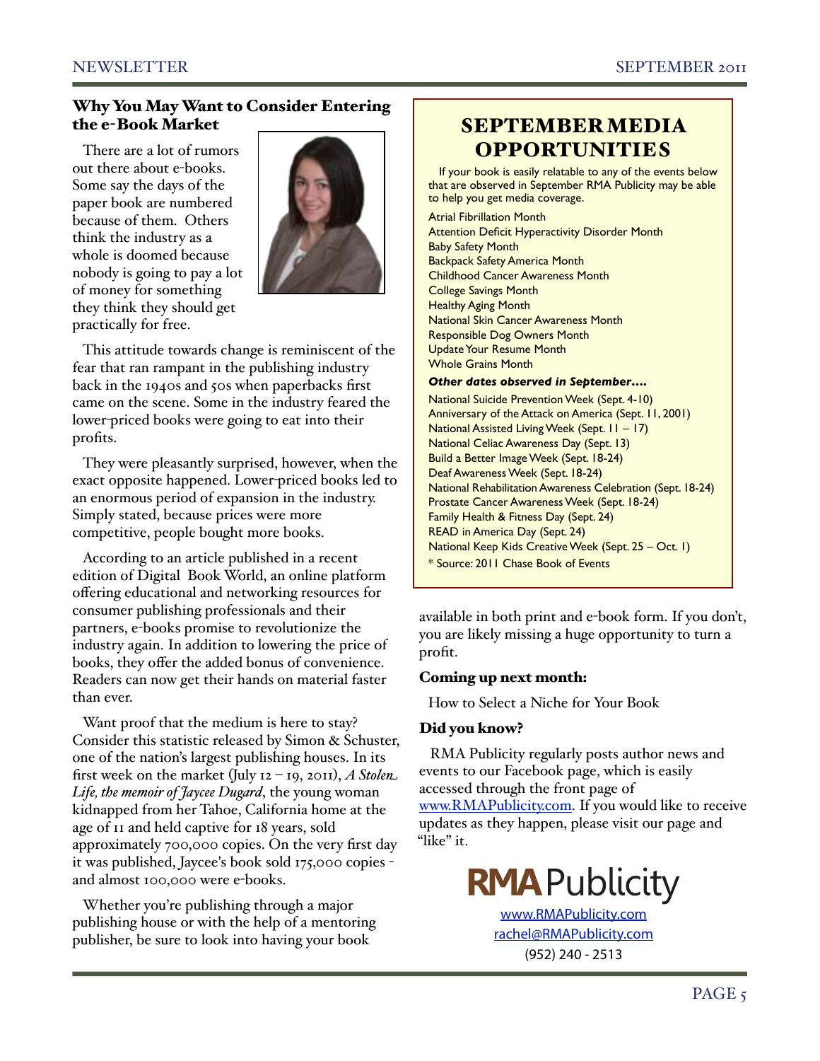## Why You May Want to Consider Entering the e-Book Market

There are a lot of rumors out there about e-books. Some say the days of the paper book are numbered because of them. Others think the industry as a whole is doomed because nobody is going to pay a lot of money for something they think they should get practically for free.

This attitude towards change is reminiscent of the fear that ran rampant in the publishing industry back in the 1940s and 50s when paperbacks first came on the scene. Some in the industry feared the lower-priced books were going to eat into their profits.

They were pleasantly surprised, however, when the exact opposite happened. Lower-priced books led to an enormous period of expansion in the industry. Simply stated, because prices were more competitive, people bought more books.

According to an article published in a recent edition of Digital Book World, an online platform offering educational and networking resources for consumer publishing professionals and their partners, e-books promise to revolutionize the industry again. In addition to lowering the price of books, they offer the added bonus of convenience. Readers can now get their hands on material faster than ever.

Want proof that the medium is here to stay? Consider this statistic released by Simon & Schuster, one of the nation's largest publishing houses. In its first week on the market (July 12 – 19, 2011), *A Stolen Life, the memoir of Jaycee Dugard*, the young woman kidnapped from her Tahoe, California home at the age of 11 and held captive for 18 years, sold approximately 700,000 copies. On the very first day it was published, Jaycee's book sold 175,000 copies - and almost 100,000 were e-books.

Whether you're publishing through a major publishing house or with the help of a mentoring publisher, be sure to look into having your book available in both print and e-book form. If you don't, you are likely missing a huge opportunity to turn a profit.

## SEPTEMBER MEDIA OPPORTUNITIES

If your book is easily relatable to any of the events below that are observed in September RMA Publicity may be able to help you get media coverage.

Atrial Fibrillation Month
Attention Deficit Hyperactivity Disorder Month
Baby Safety Month
Backpack Safety America Month
Childhood Cancer Awareness Month
College Savings Month
Healthy Aging Month
National Skin Cancer Awareness Month
Responsible Dog Owners Month
Update Your Resume Month
Whole Grains Month

***Other dates observed in September….***

National Suicide Prevention Week (Sept. 4-10)
Anniversary of the Attack on America (Sept. 11, 2001)
National Assisted Living Week (Sept. 11 – 17)
National Celiac Awareness Day (Sept. 13)
Build a Better Image Week (Sept. 18-24)
Deaf Awareness Week (Sept. 18-24)
National Rehabilitation Awareness Celebration (Sept. 18-24)
Prostate Cancer Awareness Week (Sept. 18-24)
Family Health & Fitness Day (Sept. 24)
READ in America Day (Sept. 24)
National Keep Kids Creative Week (Sept. 25 – Oct. 1)

\* Source: 2011 Chase Book of Events

### Coming up next month:

How to Select a Niche for Your Book

### Did you know?

RMA Publicity regularly posts author news and events to our Facebook page, which is easily accessed through the front page of www.RMAPublicity.com. If you would like to receive updates as they happen, please visit our page and "like" it.

**RMA** Publicity

www.RMAPublicity.com
rachel@RMAPublicity.com
(952) 240 - 2513